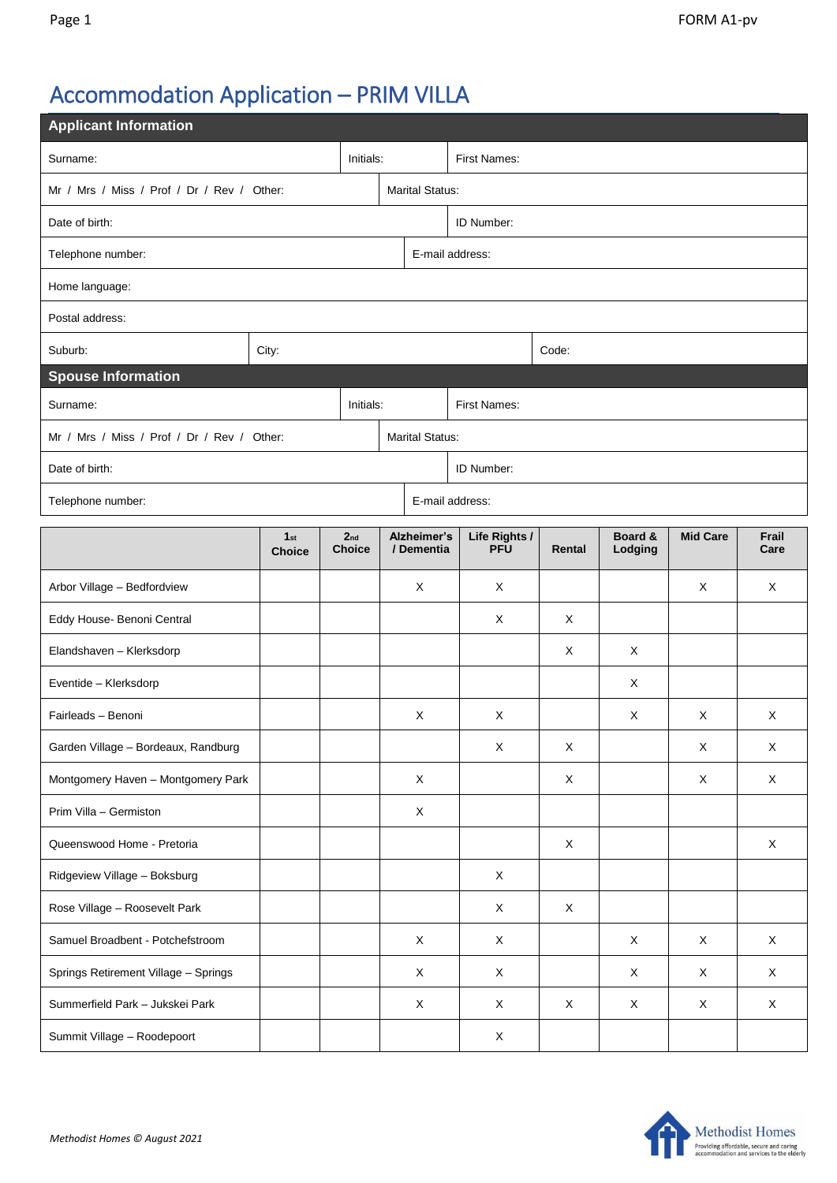# Accommodation Application – PRIM VILLA

## Applicant Information

| | | |
|---|---|---|
| Surname: | Initials: | First Names: |
| Mr / Mrs / Miss / Prof / Dr / Rev / Other: | Marital Status: | |
| Date of birth: | ID Number: | |
| Telephone number: | E-mail address: | |
| Home language: | | |
| Postal address: | | |
| Suburb: | City: | Code: |

## Spouse Information

| | | |
|---|---|---|
| Surname: | Initials: | First Names: |
| Mr / Mrs / Miss / Prof / Dr / Rev / Other: | Marital Status: | |
| Date of birth: | ID Number: | |
| Telephone number: | E-mail address: | |

| | 1st Choice | 2nd Choice | Alzheimer's / Dementia | Life Rights / PFU | Rental | Board & Lodging | Mid Care | Frail Care |
|---|---|---|---|---|---|---|---|---|
| Arbor Village – Bedfordview | | | X | X | | | X | X |
| Eddy House- Benoni Central | | | | X | X | | | |
| Elandshaven – Klerksdorp | | | | | X | X | | |
| Eventide – Klerksdorp | | | | | | X | | |
| Fairleads – Benoni | | | X | X | | X | X | X |
| Garden Village – Bordeaux, Randburg | | | | X | X | | X | X |
| Montgomery Haven – Montgomery Park | | | X | | X | | X | X |
| Prim Villa – Germiston | | | X | | | | | |
| Queenswood Home - Pretoria | | | | | X | | | X |
| Ridgeview Village – Boksburg | | | | X | | | | |
| Rose Village – Roosevelt Park | | | | X | X | | | |
| Samuel Broadbent - Potchefstroom | | | X | X | | X | X | X |
| Springs Retirement Village – Springs | | | X | X | | X | X | X |
| Summerfield Park – Jukskei Park | | | X | X | X | X | X | X |
| Summit Village – Roodepoort | | | | X | | | | |

*Methodist Homes © August 2021*

Methodist Homes
Providing affordable, secure and caring accommodation and services to the elderly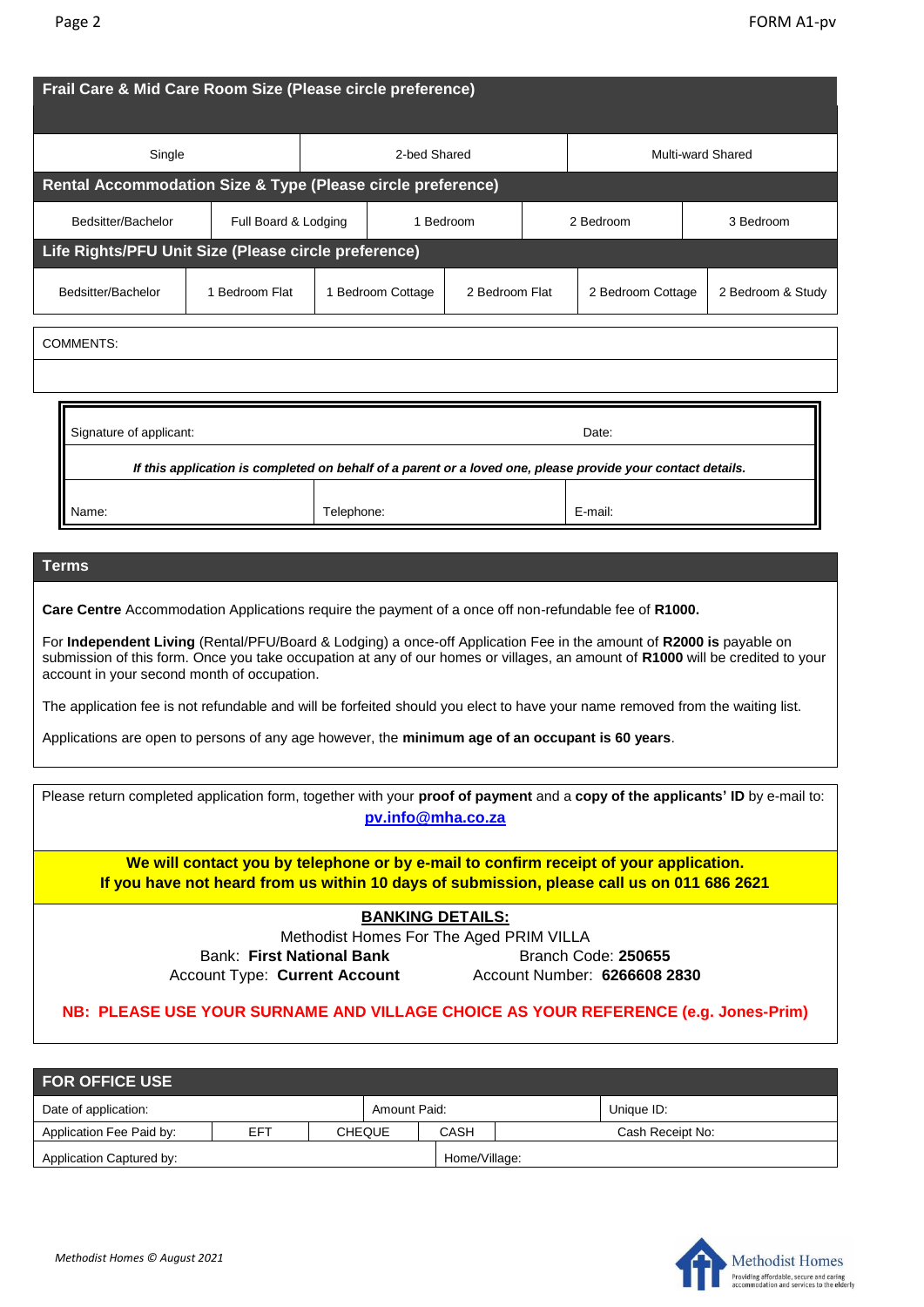## Frail Care & Mid Care Room Size (Please circle preference)

| Single | 2-bed Shared | Multi-ward Shared |
|---|---|---|

## Rental Accommodation Size & Type (Please circle preference)

| Bedsitter/Bachelor | Full Board & Lodging | 1 Bedroom | 2 Bedroom | 3 Bedroom |
|---|---|---|---|---|

## Life Rights/PFU Unit Size (Please circle preference)

| Bedsitter/Bachelor | 1 Bedroom Flat | 1 Bedroom Cottage | 2 Bedroom Flat | 2 Bedroom Cottage | 2 Bedroom & Study |
|---|---|---|---|---|---|

COMMENTS:

| Signature of applicant: | | Date: |
|---|---|---|
| ***If this application is completed on behalf of a parent or a loved one, please provide your contact details.*** | | |
| Name: | Telephone: | E-mail: |

## Terms

**Care Centre** Accommodation Applications require the payment of a once off non-refundable fee of **R1000.**

For **Independent Living** (Rental/PFU/Board & Lodging) a once-off Application Fee in the amount of **R2000 is** payable on submission of this form. Once you take occupation at any of our homes or villages, an amount of **R1000** will be credited to your account in your second month of occupation.

The application fee is not refundable and will be forfeited should you elect to have your name removed from the waiting list.

Applications are open to persons of any age however, the **minimum age of an occupant is 60 years**.

Please return completed application form, together with your **proof of payment** and a **copy of the applicants' ID** by e-mail to: **pv.info@mha.co.za**

**We will contact you by telephone or by e-mail to confirm receipt of your application.**
**If you have not heard from us within 10 days of submission, please call us on 011 686 2621**

**BANKING DETAILS:**

Methodist Homes For The Aged PRIM VILLA

Bank: **First National Bank** Branch Code: **250655**

Account Type: **Current Account** Account Number: **6266608 2830**

**NB: PLEASE USE YOUR SURNAME AND VILLAGE CHOICE AS YOUR REFERENCE (e.g. Jones-Prim)**

## FOR OFFICE USE

| Date of application: | | | Amount Paid: | | Unique ID: |
|---|---|---|---|---|---|
| Application Fee Paid by: | EFT | CHEQUE | CASH | | Cash Receipt No: |
| Application Captured by: | | | Home/Village: | | |

*Methodist Homes © August 2021*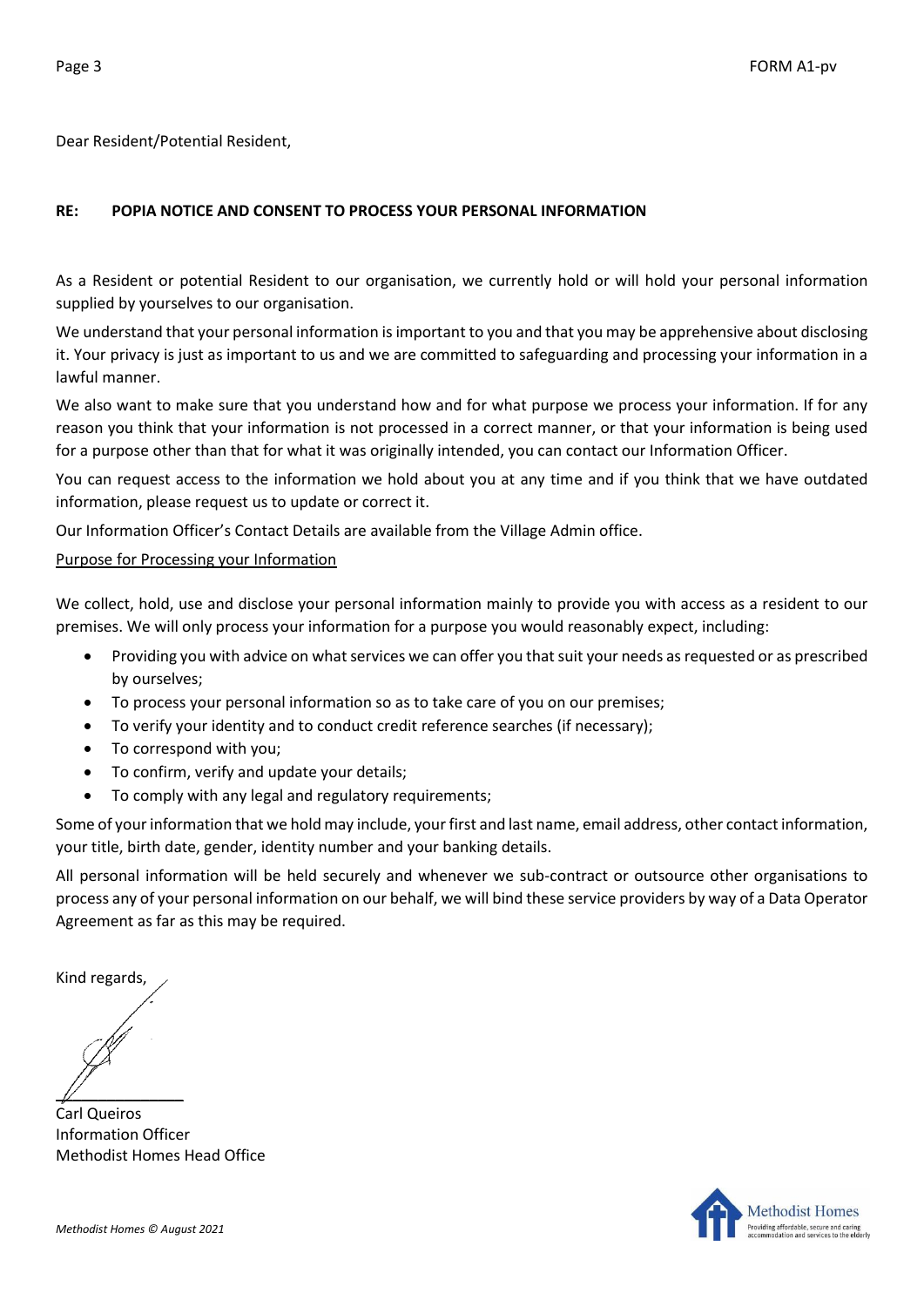Dear Resident/Potential Resident,

**RE: POPIA NOTICE AND CONSENT TO PROCESS YOUR PERSONAL INFORMATION**

As a Resident or potential Resident to our organisation, we currently hold or will hold your personal information supplied by yourselves to our organisation.

We understand that your personal information is important to you and that you may be apprehensive about disclosing it. Your privacy is just as important to us and we are committed to safeguarding and processing your information in a lawful manner.

We also want to make sure that you understand how and for what purpose we process your information. If for any reason you think that your information is not processed in a correct manner, or that your information is being used for a purpose other than that for what it was originally intended, you can contact our Information Officer.

You can request access to the information we hold about you at any time and if you think that we have outdated information, please request us to update or correct it.

Our Information Officer's Contact Details are available from the Village Admin office.

<u>Purpose for Processing your Information</u>

We collect, hold, use and disclose your personal information mainly to provide you with access as a resident to our premises. We will only process your information for a purpose you would reasonably expect, including:

- Providing you with advice on what services we can offer you that suit your needs as requested or as prescribed by ourselves;
- To process your personal information so as to take care of you on our premises;
- To verify your identity and to conduct credit reference searches (if necessary);
- To correspond with you;
- To confirm, verify and update your details;
- To comply with any legal and regulatory requirements;

Some of your information that we hold may include, your first and last name, email address, other contact information, your title, birth date, gender, identity number and your banking details.

All personal information will be held securely and whenever we sub-contract or outsource other organisations to process any of your personal information on our behalf, we will bind these service providers by way of a Data Operator Agreement as far as this may be required.

Kind regards,

Carl Queiros
Information Officer
Methodist Homes Head Office

*Methodist Homes © August 2021*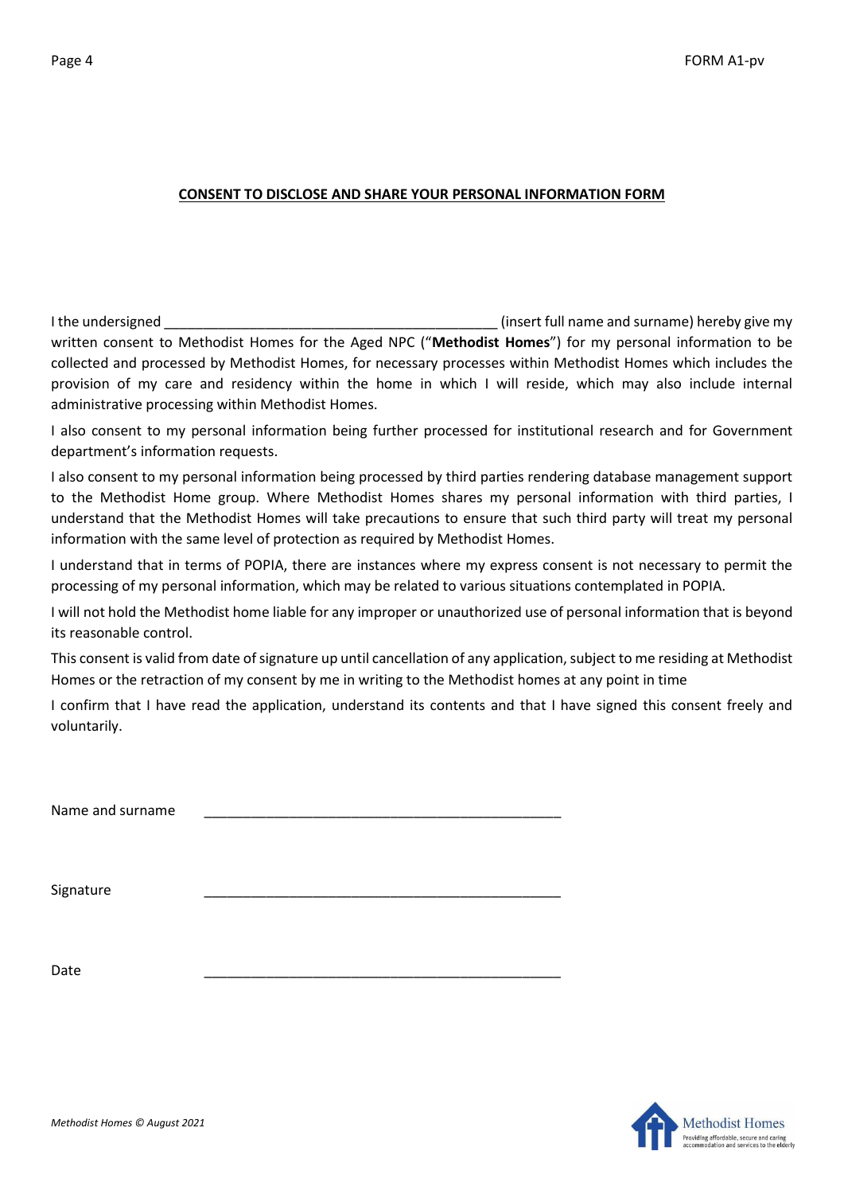**<u>CONSENT TO DISCLOSE AND SHARE YOUR PERSONAL INFORMATION FORM</u>**

I the undersigned ___________________________________________ (insert full name and surname) hereby give my written consent to Methodist Homes for the Aged NPC ("**Methodist Homes**") for my personal information to be collected and processed by Methodist Homes, for necessary processes within Methodist Homes which includes the provision of my care and residency within the home in which I will reside, which may also include internal administrative processing within Methodist Homes.

I also consent to my personal information being further processed for institutional research and for Government department's information requests.

I also consent to my personal information being processed by third parties rendering database management support to the Methodist Home group. Where Methodist Homes shares my personal information with third parties, I understand that the Methodist Homes will take precautions to ensure that such third party will treat my personal information with the same level of protection as required by Methodist Homes.

I understand that in terms of POPIA, there are instances where my express consent is not necessary to permit the processing of my personal information, which may be related to various situations contemplated in POPIA.

I will not hold the Methodist home liable for any improper or unauthorized use of personal information that is beyond its reasonable control.

This consent is valid from date of signature up until cancellation of any application, subject to me residing at Methodist Homes or the retraction of my consent by me in writing to the Methodist homes at any point in time

I confirm that I have read the application, understand its contents and that I have signed this consent freely and voluntarily.

Name and surname ______________________________________________

Signature ______________________________________________

Date ______________________________________________

*Methodist Homes © August 2021*